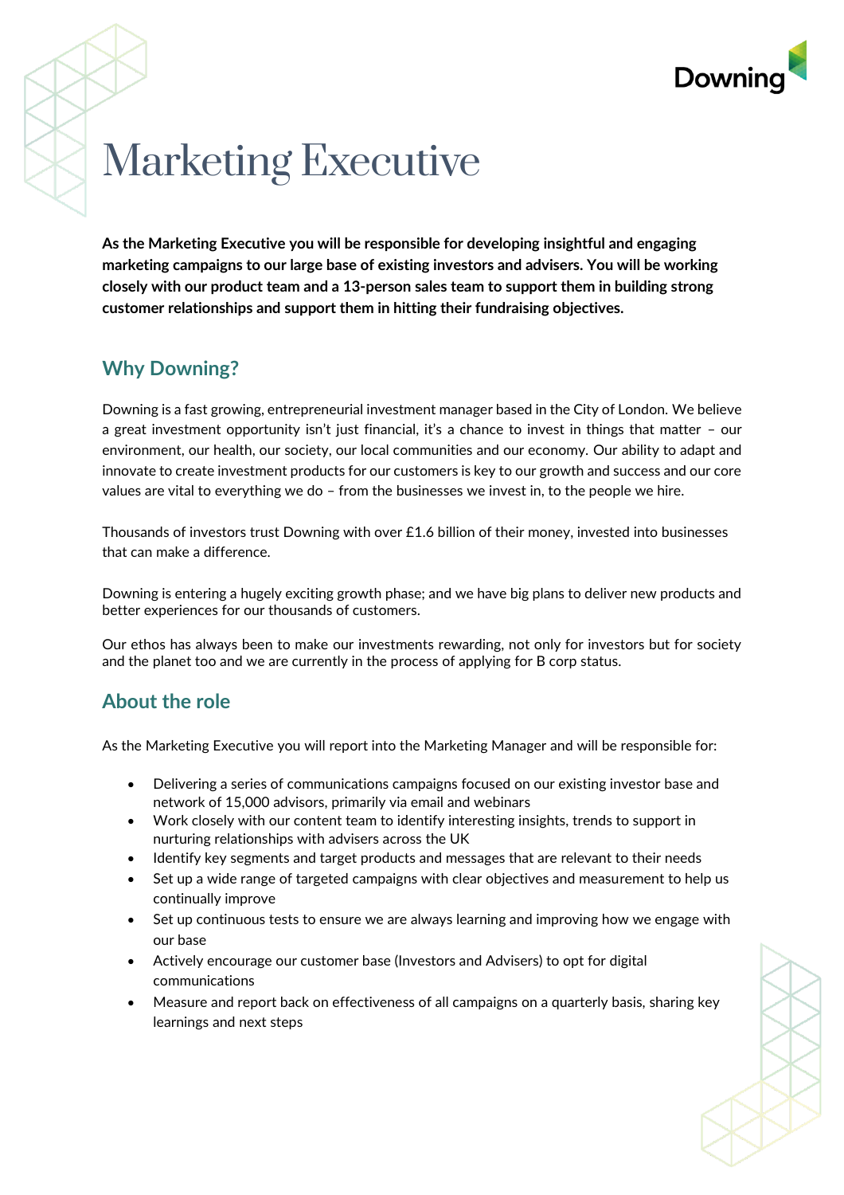# Marketing Executive

**As the Marketing Executive you will be responsible for developing insightful and engaging marketing campaigns to our large base of existing investors and advisers. You will be working closely with our product team and a 13-person sales team to support them in building strong customer relationships and support them in hitting their fundraising objectives.**

## Why Downing?

Downing is a fast growing, entrepreneurial investment manager based in the City of London. We believe a great investment opportunity isn't just financial, it's a chance to invest in things that matter – our environment, our health, our society, our local communities and our economy. Our ability to adapt and innovate to create investment products for our customers is key to our growth and success and our core values are vital to everything we do – from the businesses we invest in, to the people we hire.

Thousands of investors trust Downing with over £1.6 billion of their money, invested into businesses that can make a difference.

Downing is entering a hugely exciting growth phase; and we have big plans to deliver new products and better experiences for our thousands of customers.

Our ethos has always been to make our investments rewarding, not only for investors but for society and the planet too and we are currently in the process of applying for B corp status.

## About the role

As the Marketing Executive you will report into the Marketing Manager and will be responsible for:

- Delivering a series of communications campaigns focused on our existing investor base and network of 15,000 advisors, primarily via email and webinars
- Work closely with our content team to identify interesting insights, trends to support in nurturing relationships with advisers across the UK
- Identify key segments and target products and messages that are relevant to their needs
- Set up a wide range of targeted campaigns with clear objectives and measurement to help us continually improve
- Set up continuous tests to ensure we are always learning and improving how we engage with our base
- Actively encourage our customer base (Investors and Advisers) to opt for digital communications
- Measure and report back on effectiveness of all campaigns on a quarterly basis, sharing key learnings and next steps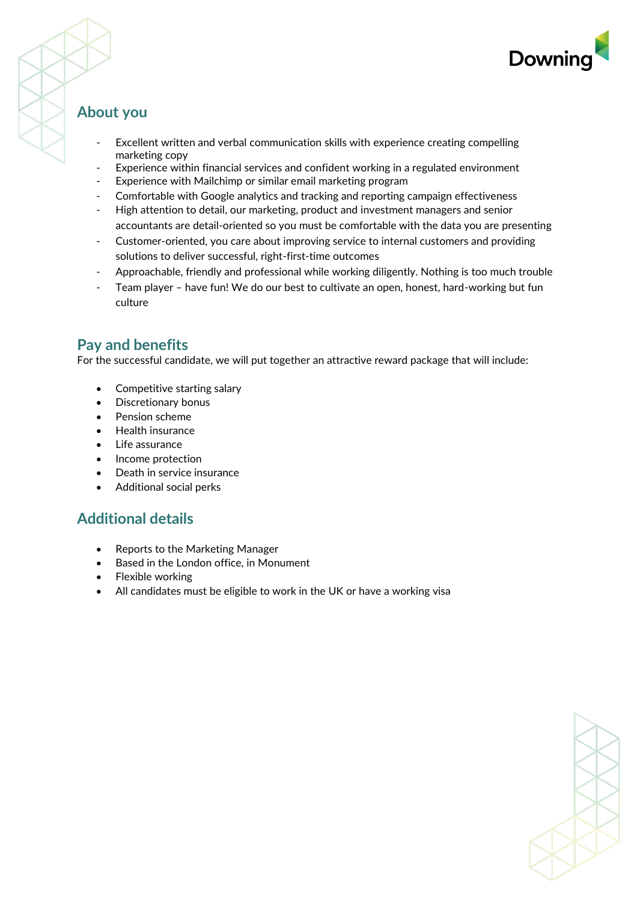## About you

- Excellent written and verbal communication skills with experience creating compelling marketing copy
- Experience within financial services and confident working in a regulated environment
- Experience with Mailchimp or similar email marketing program
- Comfortable with Google analytics and tracking and reporting campaign effectiveness
- High attention to detail, our marketing, product and investment managers and senior accountants are detail-oriented so you must be comfortable with the data you are presenting
- Customer-oriented, you care about improving service to internal customers and providing solutions to deliver successful, right-first-time outcomes
- Approachable, friendly and professional while working diligently. Nothing is too much trouble
- Team player – have fun! We do our best to cultivate an open, honest, hard-working but fun culture

## Pay and benefits

For the successful candidate, we will put together an attractive reward package that will include:

- Competitive starting salary
- Discretionary bonus
- Pension scheme
- Health insurance
- Life assurance
- Income protection
- Death in service insurance
- Additional social perks

## Additional details

- Reports to the Marketing Manager
- Based in the London office, in Monument
- Flexible working
- All candidates must be eligible to work in the UK or have a working visa